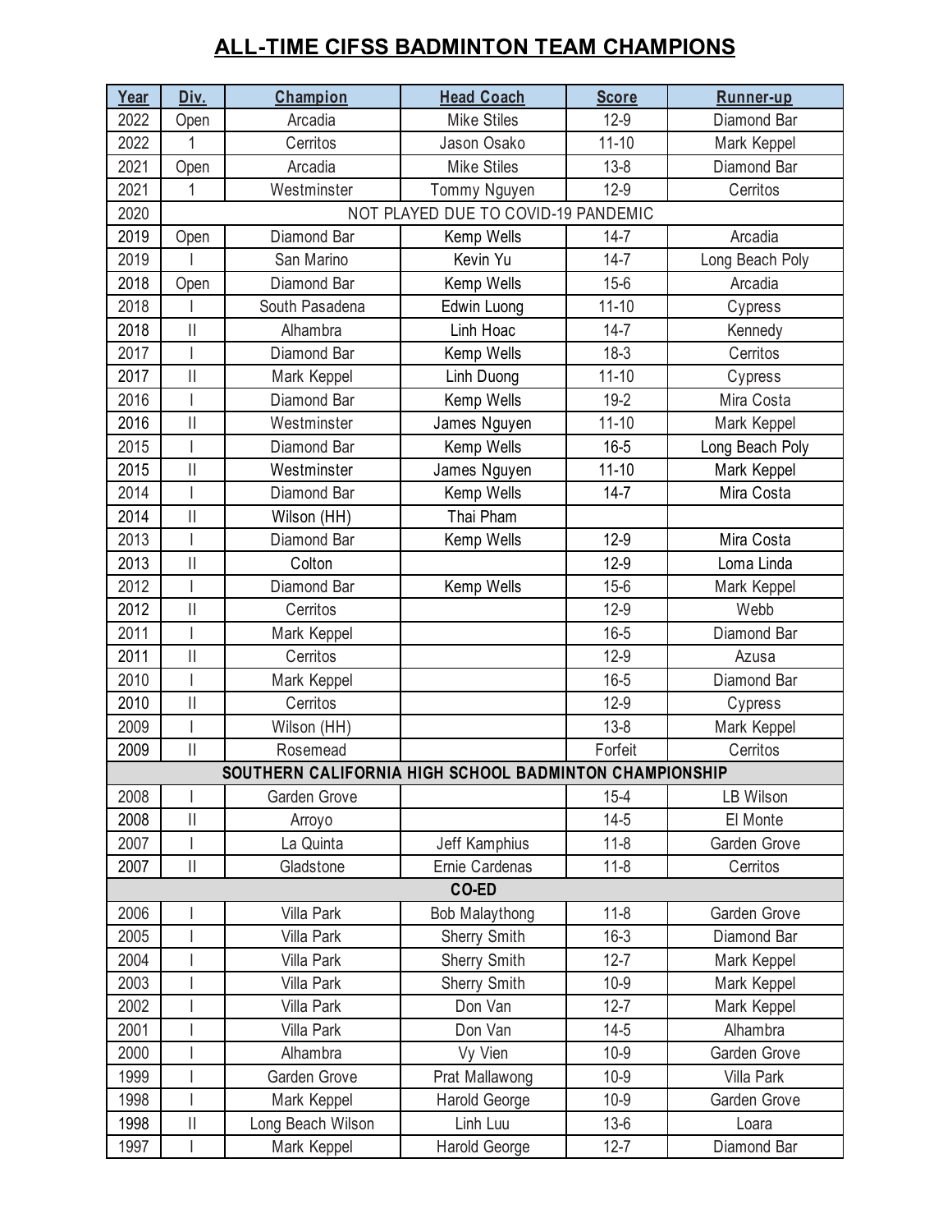# ALL-TIME CIFSS BADMINTON TEAM CHAMPIONS

| Year | Div. | Champion | Head Coach | Score | Runner-up |
|---|---|---|---|---|---|
| 2022 | Open | Arcadia | Mike Stiles | 12-9 | Diamond Bar |
| 2022 | 1 | Cerritos | Jason Osako | 11-10 | Mark Keppel |
| 2021 | Open | Arcadia | Mike Stiles | 13-8 | Diamond Bar |
| 2021 | 1 | Westminster | Tommy Nguyen | 12-9 | Cerritos |
| 2020 | NOT PLAYED DUE TO COVID-19 PANDEMIC | | | | |
| 2019 | Open | Diamond Bar | Kemp Wells | 14-7 | Arcadia |
| 2019 | I | San Marino | Kevin Yu | 14-7 | Long Beach Poly |
| 2018 | Open | Diamond Bar | Kemp Wells | 15-6 | Arcadia |
| 2018 | I | South Pasadena | Edwin Luong | 11-10 | Cypress |
| 2018 | II | Alhambra | Linh Hoac | 14-7 | Kennedy |
| 2017 | I | Diamond Bar | Kemp Wells | 18-3 | Cerritos |
| 2017 | II | Mark Keppel | Linh Duong | 11-10 | Cypress |
| 2016 | I | Diamond Bar | Kemp Wells | 19-2 | Mira Costa |
| 2016 | II | Westminster | James Nguyen | 11-10 | Mark Keppel |
| 2015 | I | Diamond Bar | Kemp Wells | 16-5 | Long Beach Poly |
| 2015 | II | Westminster | James Nguyen | 11-10 | Mark Keppel |
| 2014 | I | Diamond Bar | Kemp Wells | 14-7 | Mira Costa |
| 2014 | II | Wilson (HH) | Thai Pham | | |
| 2013 | I | Diamond Bar | Kemp Wells | 12-9 | Mira Costa |
| 2013 | II | Colton | | 12-9 | Loma Linda |
| 2012 | I | Diamond Bar | Kemp Wells | 15-6 | Mark Keppel |
| 2012 | II | Cerritos | | 12-9 | Webb |
| 2011 | I | Mark Keppel | | 16-5 | Diamond Bar |
| 2011 | II | Cerritos | | 12-9 | Azusa |
| 2010 | I | Mark Keppel | | 16-5 | Diamond Bar |
| 2010 | II | Cerritos | | 12-9 | Cypress |
| 2009 | I | Wilson (HH) | | 13-8 | Mark Keppel |
| 2009 | II | Rosemead | | Forfeit | Cerritos |
| **SOUTHERN CALIFORNIA HIGH SCHOOL BADMINTON CHAMPIONSHIP** | | | | | |
| 2008 | I | Garden Grove | | 15-4 | LB Wilson |
| 2008 | II | Arroyo | | 14-5 | El Monte |
| 2007 | I | La Quinta | Jeff Kamphius | 11-8 | Garden Grove |
| 2007 | II | Gladstone | Ernie Cardenas | 11-8 | Cerritos |
| **CO-ED** | | | | | |
| 2006 | I | Villa Park | Bob Malaythong | 11-8 | Garden Grove |
| 2005 | I | Villa Park | Sherry Smith | 16-3 | Diamond Bar |
| 2004 | I | Villa Park | Sherry Smith | 12-7 | Mark Keppel |
| 2003 | I | Villa Park | Sherry Smith | 10-9 | Mark Keppel |
| 2002 | I | Villa Park | Don Van | 12-7 | Mark Keppel |
| 2001 | I | Villa Park | Don Van | 14-5 | Alhambra |
| 2000 | I | Alhambra | Vy Vien | 10-9 | Garden Grove |
| 1999 | I | Garden Grove | Prat Mallawong | 10-9 | Villa Park |
| 1998 | I | Mark Keppel | Harold George | 10-9 | Garden Grove |
| 1998 | II | Long Beach Wilson | Linh Luu | 13-6 | Loara |
| 1997 | I | Mark Keppel | Harold George | 12-7 | Diamond Bar |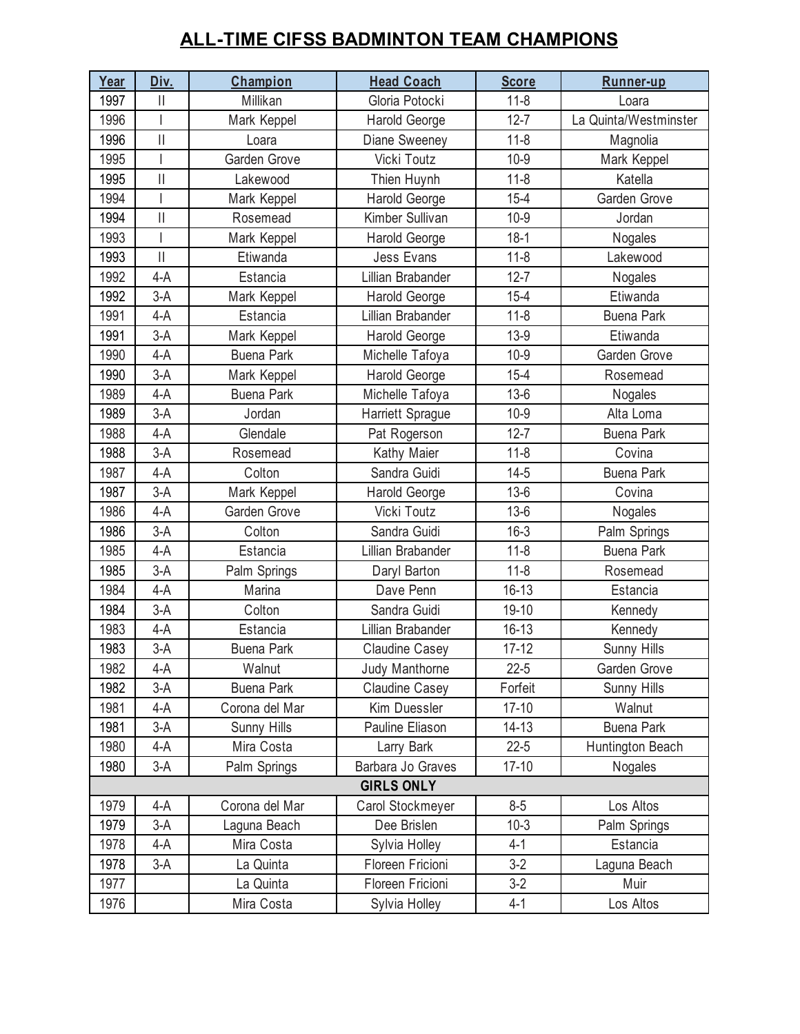# ALL-TIME CIFSS BADMINTON TEAM CHAMPIONS

| Year | Div. | Champion | Head Coach | Score | Runner-up |
|---|---|---|---|---|---|
| 1997 | II | Millikan | Gloria Potocki | 11-8 | Loara |
| 1996 | I | Mark Keppel | Harold George | 12-7 | La Quinta/Westminster |
| 1996 | II | Loara | Diane Sweeney | 11-8 | Magnolia |
| 1995 | I | Garden Grove | Vicki Toutz | 10-9 | Mark Keppel |
| 1995 | II | Lakewood | Thien Huynh | 11-8 | Katella |
| 1994 | I | Mark Keppel | Harold George | 15-4 | Garden Grove |
| 1994 | II | Rosemead | Kimber Sullivan | 10-9 | Jordan |
| 1993 | I | Mark Keppel | Harold George | 18-1 | Nogales |
| 1993 | II | Etiwanda | Jess Evans | 11-8 | Lakewood |
| 1992 | 4-A | Estancia | Lillian Brabander | 12-7 | Nogales |
| 1992 | 3-A | Mark Keppel | Harold George | 15-4 | Etiwanda |
| 1991 | 4-A | Estancia | Lillian Brabander | 11-8 | Buena Park |
| 1991 | 3-A | Mark Keppel | Harold George | 13-9 | Etiwanda |
| 1990 | 4-A | Buena Park | Michelle Tafoya | 10-9 | Garden Grove |
| 1990 | 3-A | Mark Keppel | Harold George | 15-4 | Rosemead |
| 1989 | 4-A | Buena Park | Michelle Tafoya | 13-6 | Nogales |
| 1989 | 3-A | Jordan | Harriett Sprague | 10-9 | Alta Loma |
| 1988 | 4-A | Glendale | Pat Rogerson | 12-7 | Buena Park |
| 1988 | 3-A | Rosemead | Kathy Maier | 11-8 | Covina |
| 1987 | 4-A | Colton | Sandra Guidi | 14-5 | Buena Park |
| 1987 | 3-A | Mark Keppel | Harold George | 13-6 | Covina |
| 1986 | 4-A | Garden Grove | Vicki Toutz | 13-6 | Nogales |
| 1986 | 3-A | Colton | Sandra Guidi | 16-3 | Palm Springs |
| 1985 | 4-A | Estancia | Lillian Brabander | 11-8 | Buena Park |
| 1985 | 3-A | Palm Springs | Daryl Barton | 11-8 | Rosemead |
| 1984 | 4-A | Marina | Dave Penn | 16-13 | Estancia |
| 1984 | 3-A | Colton | Sandra Guidi | 19-10 | Kennedy |
| 1983 | 4-A | Estancia | Lillian Brabander | 16-13 | Kennedy |
| 1983 | 3-A | Buena Park | Claudine Casey | 17-12 | Sunny Hills |
| 1982 | 4-A | Walnut | Judy Manthorne | 22-5 | Garden Grove |
| 1982 | 3-A | Buena Park | Claudine Casey | Forfeit | Sunny Hills |
| 1981 | 4-A | Corona del Mar | Kim Duessler | 17-10 | Walnut |
| 1981 | 3-A | Sunny Hills | Pauline Eliason | 14-13 | Buena Park |
| 1980 | 4-A | Mira Costa | Larry Bark | 22-5 | Huntington Beach |
| 1980 | 3-A | Palm Springs | Barbara Jo Graves | 17-10 | Nogales |
| **GIRLS ONLY** | | | | | |
| 1979 | 4-A | Corona del Mar | Carol Stockmeyer | 8-5 | Los Altos |
| 1979 | 3-A | Laguna Beach | Dee Brislen | 10-3 | Palm Springs |
| 1978 | 4-A | Mira Costa | Sylvia Holley | 4-1 | Estancia |
| 1978 | 3-A | La Quinta | Floreen Fricioni | 3-2 | Laguna Beach |
| 1977 | | La Quinta | Floreen Fricioni | 3-2 | Muir |
| 1976 | | Mira Costa | Sylvia Holley | 4-1 | Los Altos |